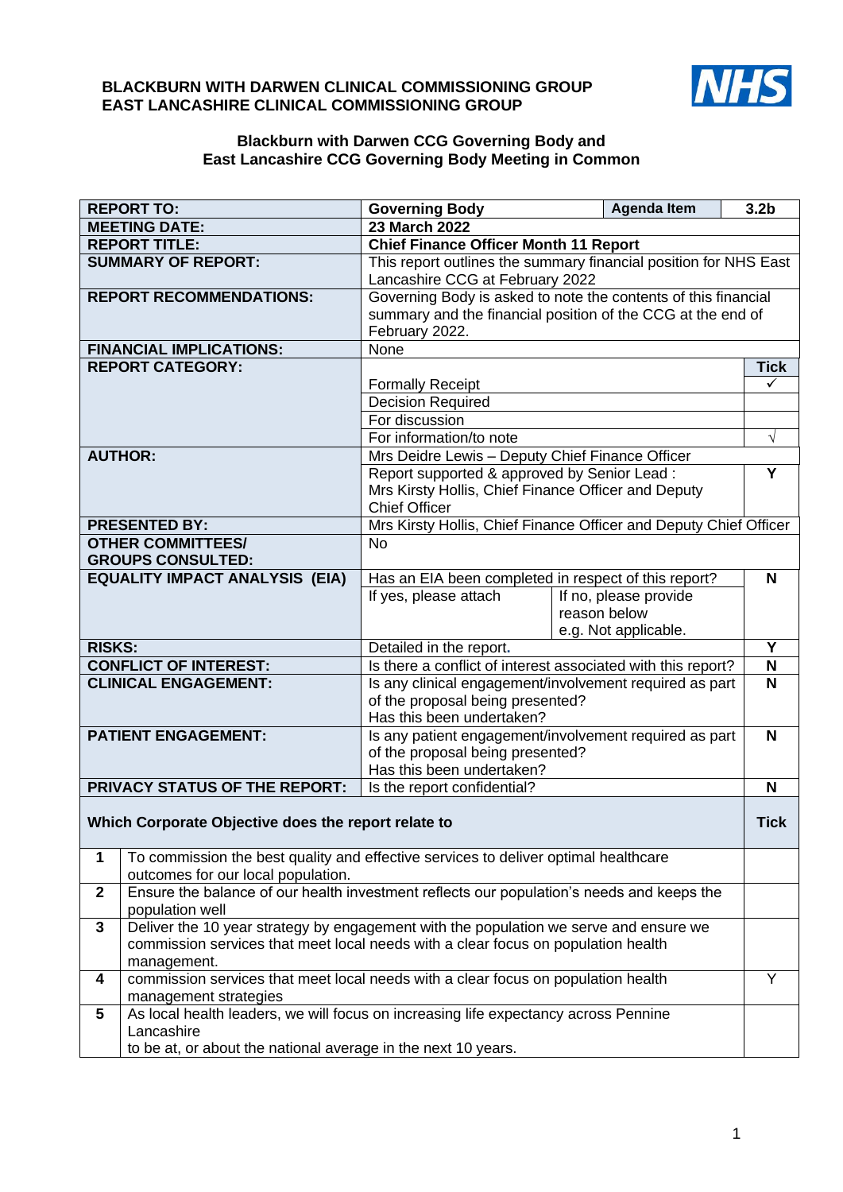**BLACKBURN WITH DARWEN CLINICAL COMMISSIONING GROUP**
**EAST LANCASHIRE CLINICAL COMMISSIONING GROUP**

NHS

## Blackburn with Darwen CCG Governing Body and East Lancashire CCG Governing Body Meeting in Common

| | | | |
|---|---|---|---|
| **REPORT TO:** | **Governing Body** | **Agenda Item** | **3.2b** |
| **MEETING DATE:** | **23 March 2022** | | |
| **REPORT TITLE:** | **Chief Finance Officer Month 11 Report** | | |
| **SUMMARY OF REPORT:** | This report outlines the summary financial position for NHS East Lancashire CCG at February 2022 | | |
| **REPORT RECOMMENDATIONS:** | Governing Body is asked to note the contents of this financial summary and the financial position of the CCG at the end of February 2022. | | |
| **FINANCIAL IMPLICATIONS:** | None | | |
| **REPORT CATEGORY:** | | | **Tick** |
| | Formally Receipt | | ✓ |
| | Decision Required | | |
| | For discussion | | |
| | For information/to note | | √ |
| **AUTHOR:** | Mrs Deidre Lewis – Deputy Chief Finance Officer | | |
| | Report supported & approved by Senior Lead : Mrs Kirsty Hollis, Chief Finance Officer and Deputy Chief Officer | | **Y** |
| **PRESENTED BY:** | Mrs Kirsty Hollis, Chief Finance Officer and Deputy Chief Officer | | |
| **OTHER COMMITTEES/ GROUPS CONSULTED:** | No | | |
| **EQUALITY IMPACT ANALYSIS (EIA)** | Has an EIA been completed in respect of this report? | | **N** |
| | If yes, please attach | If no, please provide reason below e.g. Not applicable. | |
| **RISKS:** | Detailed in the report. | | **Y** |
| **CONFLICT OF INTEREST:** | Is there a conflict of interest associated with this report? | | **N** |
| **CLINICAL ENGAGEMENT:** | Is any clinical engagement/involvement required as part of the proposal being presented? Has this been undertaken? | | **N** |
| **PATIENT ENGAGEMENT:** | Is any patient engagement/involvement required as part of the proposal being presented? Has this been undertaken? | | **N** |
| **PRIVACY STATUS OF THE REPORT:** | Is the report confidential? | | **N** |

| | **Which Corporate Objective does the report relate to** | **Tick** |
|---|---|---|
| **1** | To commission the best quality and effective services to deliver optimal healthcare outcomes for our local population. | |
| **2** | Ensure the balance of our health investment reflects our population's needs and keeps the population well | |
| **3** | Deliver the 10 year strategy by engagement with the population we serve and ensure we commission services that meet local needs with a clear focus on population health management. | |
| **4** | commission services that meet local needs with a clear focus on population health management strategies | Y |
| **5** | As local health leaders, we will focus on increasing life expectancy across Pennine Lancashire to be at, or about the national average in the next 10 years. | |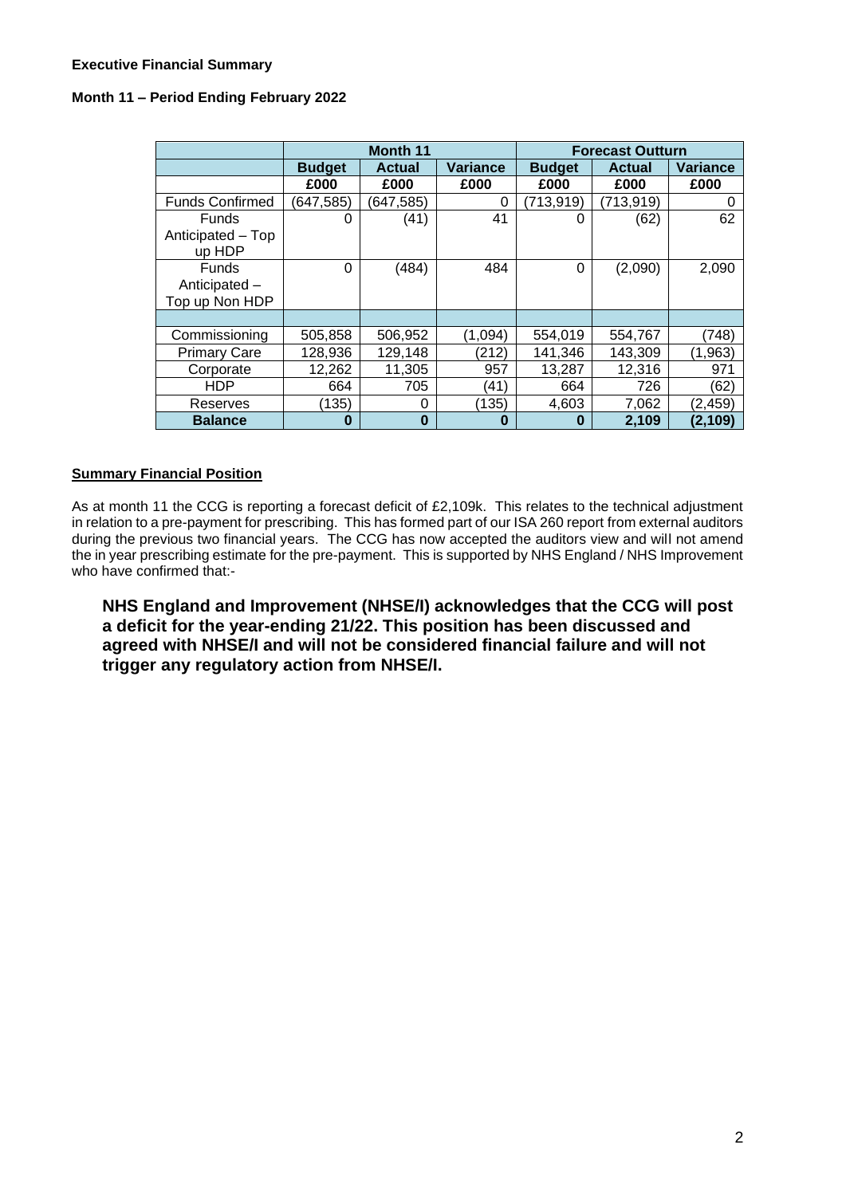**Executive Financial Summary**

**Month 11 – Period Ending February 2022**

| | Month 11 | | | Forecast Outturn | | |
|---|---|---|---|---|---|---|
| | **Budget** | **Actual** | **Variance** | **Budget** | **Actual** | **Variance** |
| | **£000** | **£000** | **£000** | **£000** | **£000** | **£000** |
| Funds Confirmed | (647,585) | (647,585) | 0 | (713,919) | (713,919) | 0 |
| Funds Anticipated – Top up HDP | 0 | (41) | 41 | 0 | (62) | 62 |
| Funds Anticipated – Top up Non HDP | 0 | (484) | 484 | 0 | (2,090) | 2,090 |
| | | | | | | |
| Commissioning | 505,858 | 506,952 | (1,094) | 554,019 | 554,767 | (748) |
| Primary Care | 128,936 | 129,148 | (212) | 141,346 | 143,309 | (1,963) |
| Corporate | 12,262 | 11,305 | 957 | 13,287 | 12,316 | 971 |
| HDP | 664 | 705 | (41) | 664 | 726 | (62) |
| Reserves | (135) | 0 | (135) | 4,603 | 7,062 | (2,459) |
| **Balance** | **0** | **0** | **0** | **0** | **2,109** | **(2,109)** |

**Summary Financial Position**

As at month 11 the CCG is reporting a forecast deficit of £2,109k. This relates to the technical adjustment in relation to a pre-payment for prescribing. This has formed part of our ISA 260 report from external auditors during the previous two financial years. The CCG has now accepted the auditors view and will not amend the in year prescribing estimate for the pre-payment. This is supported by NHS England / NHS Improvement who have confirmed that:-

> **NHS England and Improvement (NHSE/I) acknowledges that the CCG will post a deficit for the year-ending 21/22. This position has been discussed and agreed with NHSE/I and will not be considered financial failure and will not trigger any regulatory action from NHSE/I.**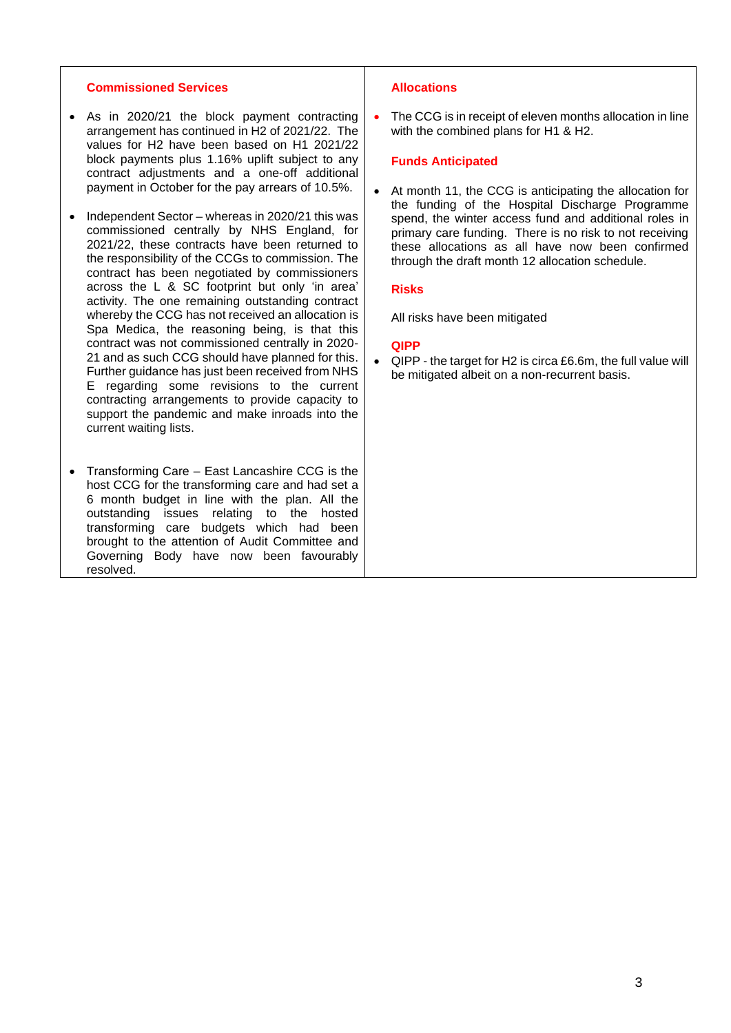**Commissioned Services**

- As in 2020/21 the block payment contracting arrangement has continued in H2 of 2021/22. The values for H2 have been based on H1 2021/22 block payments plus 1.16% uplift subject to any contract adjustments and a one-off additional payment in October for the pay arrears of 10.5%.

- Independent Sector – whereas in 2020/21 this was commissioned centrally by NHS England, for 2021/22, these contracts have been returned to the responsibility of the CCGs to commission. The contract has been negotiated by commissioners across the L & SC footprint but only 'in area' activity. The one remaining outstanding contract whereby the CCG has not received an allocation is Spa Medica, the reasoning being, is that this contract was not commissioned centrally in 2020-21 and as such CCG should have planned for this. Further guidance has just been received from NHS E regarding some revisions to the current contracting arrangements to provide capacity to support the pandemic and make inroads into the current waiting lists.

- Transforming Care – East Lancashire CCG is the host CCG for the transforming care and had set a 6 month budget in line with the plan. All the outstanding issues relating to the hosted transforming care budgets which had been brought to the attention of Audit Committee and Governing Body have now been favourably resolved.

**Allocations**

- The CCG is in receipt of eleven months allocation in line with the combined plans for H1 & H2.

**Funds Anticipated**

- At month 11, the CCG is anticipating the allocation for the funding of the Hospital Discharge Programme spend, the winter access fund and additional roles in primary care funding. There is no risk to not receiving these allocations as all have now been confirmed through the draft month 12 allocation schedule.

**Risks**

All risks have been mitigated

**QIPP**

- QIPP - the target for H2 is circa £6.6m, the full value will be mitigated albeit on a non-recurrent basis.